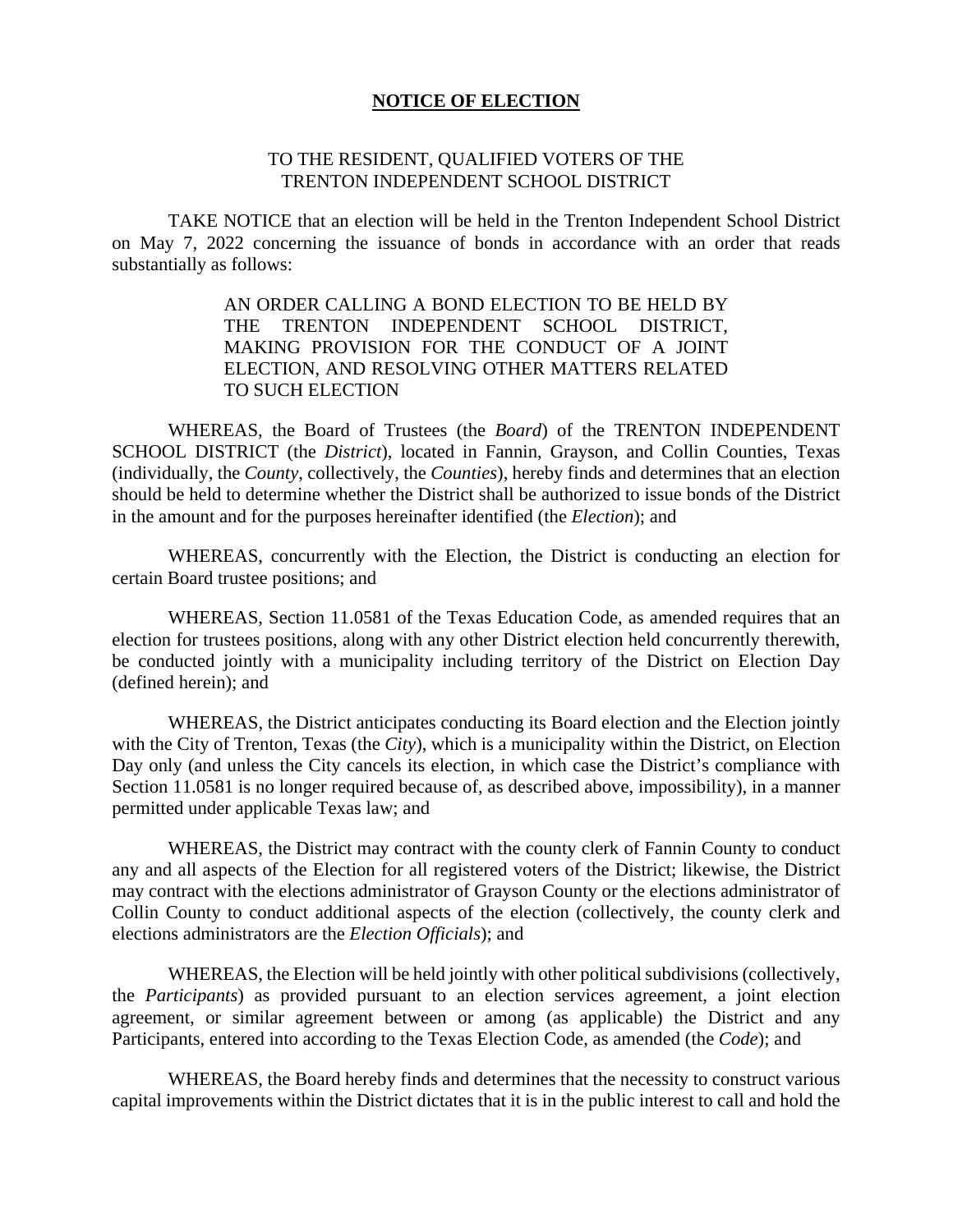# **NOTICE OF ELECTION**

TO THE RESIDENT, QUALIFIED VOTERS OF THE
TRENTON INDEPENDENT SCHOOL DISTRICT

TAKE NOTICE that an election will be held in the Trenton Independent School District on May 7, 2022 concerning the issuance of bonds in accordance with an order that reads substantially as follows:

> AN ORDER CALLING A BOND ELECTION TO BE HELD BY THE TRENTON INDEPENDENT SCHOOL DISTRICT, MAKING PROVISION FOR THE CONDUCT OF A JOINT ELECTION, AND RESOLVING OTHER MATTERS RELATED TO SUCH ELECTION

WHEREAS, the Board of Trustees (the *Board*) of the TRENTON INDEPENDENT SCHOOL DISTRICT (the *District*), located in Fannin, Grayson, and Collin Counties, Texas (individually, the *County*, collectively, the *Counties*), hereby finds and determines that an election should be held to determine whether the District shall be authorized to issue bonds of the District in the amount and for the purposes hereinafter identified (the *Election*); and

WHEREAS, concurrently with the Election, the District is conducting an election for certain Board trustee positions; and

WHEREAS, Section 11.0581 of the Texas Education Code, as amended requires that an election for trustees positions, along with any other District election held concurrently therewith, be conducted jointly with a municipality including territory of the District on Election Day (defined herein); and

WHEREAS, the District anticipates conducting its Board election and the Election jointly with the City of Trenton, Texas (the *City*), which is a municipality within the District, on Election Day only (and unless the City cancels its election, in which case the District's compliance with Section 11.0581 is no longer required because of, as described above, impossibility), in a manner permitted under applicable Texas law; and

WHEREAS, the District may contract with the county clerk of Fannin County to conduct any and all aspects of the Election for all registered voters of the District; likewise, the District may contract with the elections administrator of Grayson County or the elections administrator of Collin County to conduct additional aspects of the election (collectively, the county clerk and elections administrators are the *Election Officials*); and

WHEREAS, the Election will be held jointly with other political subdivisions (collectively, the *Participants*) as provided pursuant to an election services agreement, a joint election agreement, or similar agreement between or among (as applicable) the District and any Participants, entered into according to the Texas Election Code, as amended (the *Code*); and

WHEREAS, the Board hereby finds and determines that the necessity to construct various capital improvements within the District dictates that it is in the public interest to call and hold the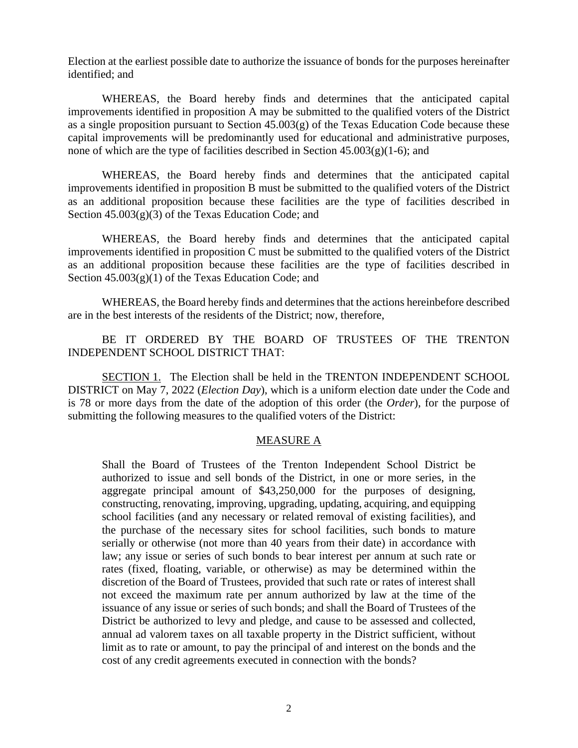Election at the earliest possible date to authorize the issuance of bonds for the purposes hereinafter identified; and

WHEREAS, the Board hereby finds and determines that the anticipated capital improvements identified in proposition A may be submitted to the qualified voters of the District as a single proposition pursuant to Section 45.003(g) of the Texas Education Code because these capital improvements will be predominantly used for educational and administrative purposes, none of which are the type of facilities described in Section 45.003(g)(1-6); and

WHEREAS, the Board hereby finds and determines that the anticipated capital improvements identified in proposition B must be submitted to the qualified voters of the District as an additional proposition because these facilities are the type of facilities described in Section 45.003(g)(3) of the Texas Education Code; and

WHEREAS, the Board hereby finds and determines that the anticipated capital improvements identified in proposition C must be submitted to the qualified voters of the District as an additional proposition because these facilities are the type of facilities described in Section 45.003(g)(1) of the Texas Education Code; and

WHEREAS, the Board hereby finds and determines that the actions hereinbefore described are in the best interests of the residents of the District; now, therefore,

BE IT ORDERED BY THE BOARD OF TRUSTEES OF THE TRENTON INDEPENDENT SCHOOL DISTRICT THAT:

SECTION 1. The Election shall be held in the TRENTON INDEPENDENT SCHOOL DISTRICT on May 7, 2022 (*Election Day*), which is a uniform election date under the Code and is 78 or more days from the date of the adoption of this order (the *Order*), for the purpose of submitting the following measures to the qualified voters of the District:

MEASURE A

> Shall the Board of Trustees of the Trenton Independent School District be authorized to issue and sell bonds of the District, in one or more series, in the aggregate principal amount of $43,250,000 for the purposes of designing, constructing, renovating, improving, upgrading, updating, acquiring, and equipping school facilities (and any necessary or related removal of existing facilities), and the purchase of the necessary sites for school facilities, such bonds to mature serially or otherwise (not more than 40 years from their date) in accordance with law; any issue or series of such bonds to bear interest per annum at such rate or rates (fixed, floating, variable, or otherwise) as may be determined within the discretion of the Board of Trustees, provided that such rate or rates of interest shall not exceed the maximum rate per annum authorized by law at the time of the issuance of any issue or series of such bonds; and shall the Board of Trustees of the District be authorized to levy and pledge, and cause to be assessed and collected, annual ad valorem taxes on all taxable property in the District sufficient, without limit as to rate or amount, to pay the principal of and interest on the bonds and the cost of any credit agreements executed in connection with the bonds?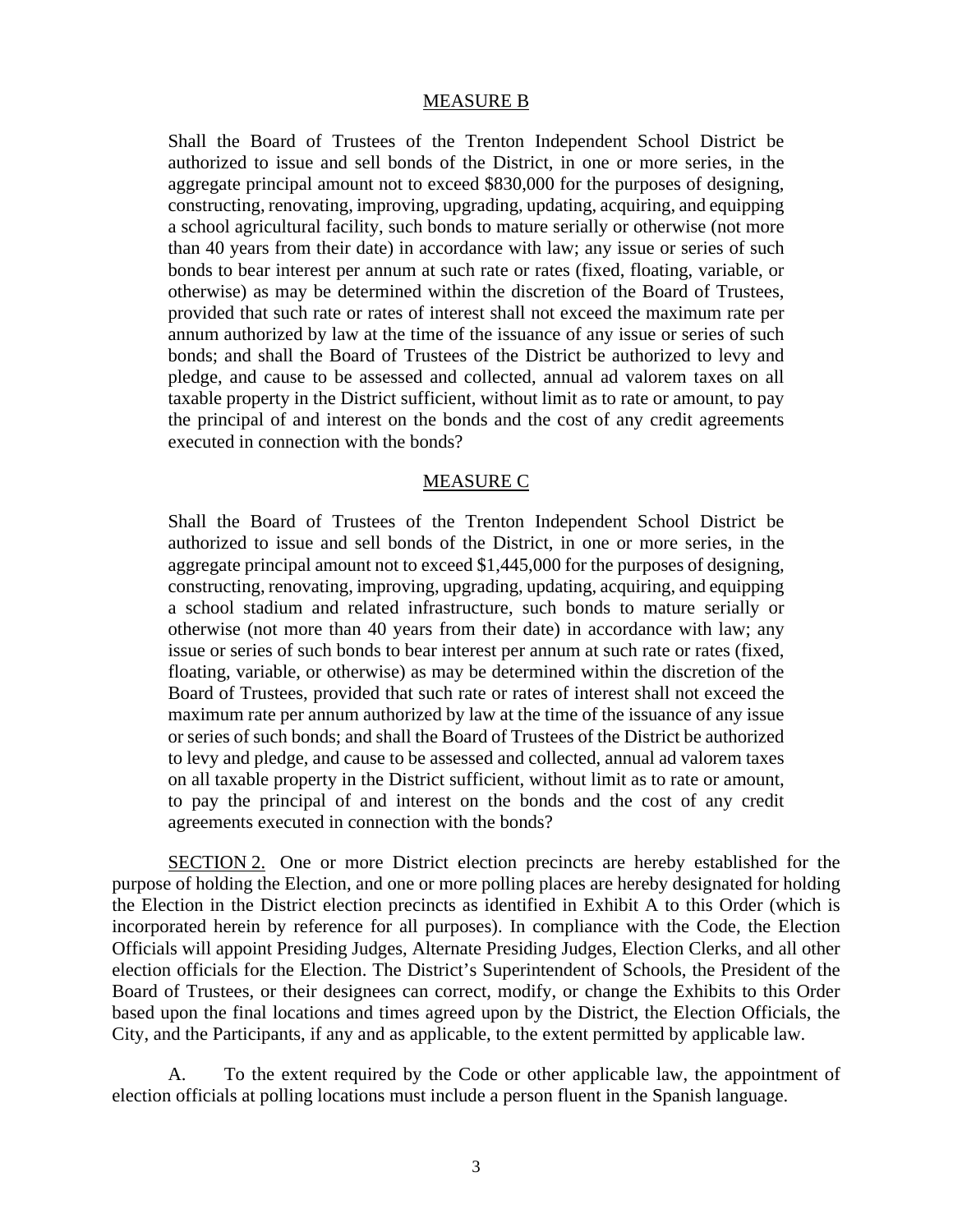<u>MEASURE B</u>

> Shall the Board of Trustees of the Trenton Independent School District be authorized to issue and sell bonds of the District, in one or more series, in the aggregate principal amount not to exceed $830,000 for the purposes of designing, constructing, renovating, improving, upgrading, updating, acquiring, and equipping a school agricultural facility, such bonds to mature serially or otherwise (not more than 40 years from their date) in accordance with law; any issue or series of such bonds to bear interest per annum at such rate or rates (fixed, floating, variable, or otherwise) as may be determined within the discretion of the Board of Trustees, provided that such rate or rates of interest shall not exceed the maximum rate per annum authorized by law at the time of the issuance of any issue or series of such bonds; and shall the Board of Trustees of the District be authorized to levy and pledge, and cause to be assessed and collected, annual ad valorem taxes on all taxable property in the District sufficient, without limit as to rate or amount, to pay the principal of and interest on the bonds and the cost of any credit agreements executed in connection with the bonds?

<u>MEASURE C</u>

> Shall the Board of Trustees of the Trenton Independent School District be authorized to issue and sell bonds of the District, in one or more series, in the aggregate principal amount not to exceed $1,445,000 for the purposes of designing, constructing, renovating, improving, upgrading, updating, acquiring, and equipping a school stadium and related infrastructure, such bonds to mature serially or otherwise (not more than 40 years from their date) in accordance with law; any issue or series of such bonds to bear interest per annum at such rate or rates (fixed, floating, variable, or otherwise) as may be determined within the discretion of the Board of Trustees, provided that such rate or rates of interest shall not exceed the maximum rate per annum authorized by law at the time of the issuance of any issue or series of such bonds; and shall the Board of Trustees of the District be authorized to levy and pledge, and cause to be assessed and collected, annual ad valorem taxes on all taxable property in the District sufficient, without limit as to rate or amount, to pay the principal of and interest on the bonds and the cost of any credit agreements executed in connection with the bonds?

<u>SECTION 2.</u> One or more District election precincts are hereby established for the purpose of holding the Election, and one or more polling places are hereby designated for holding the Election in the District election precincts as identified in Exhibit A to this Order (which is incorporated herein by reference for all purposes). In compliance with the Code, the Election Officials will appoint Presiding Judges, Alternate Presiding Judges, Election Clerks, and all other election officials for the Election. The District's Superintendent of Schools, the President of the Board of Trustees, or their designees can correct, modify, or change the Exhibits to this Order based upon the final locations and times agreed upon by the District, the Election Officials, the City, and the Participants, if any and as applicable, to the extent permitted by applicable law.

A. To the extent required by the Code or other applicable law, the appointment of election officials at polling locations must include a person fluent in the Spanish language.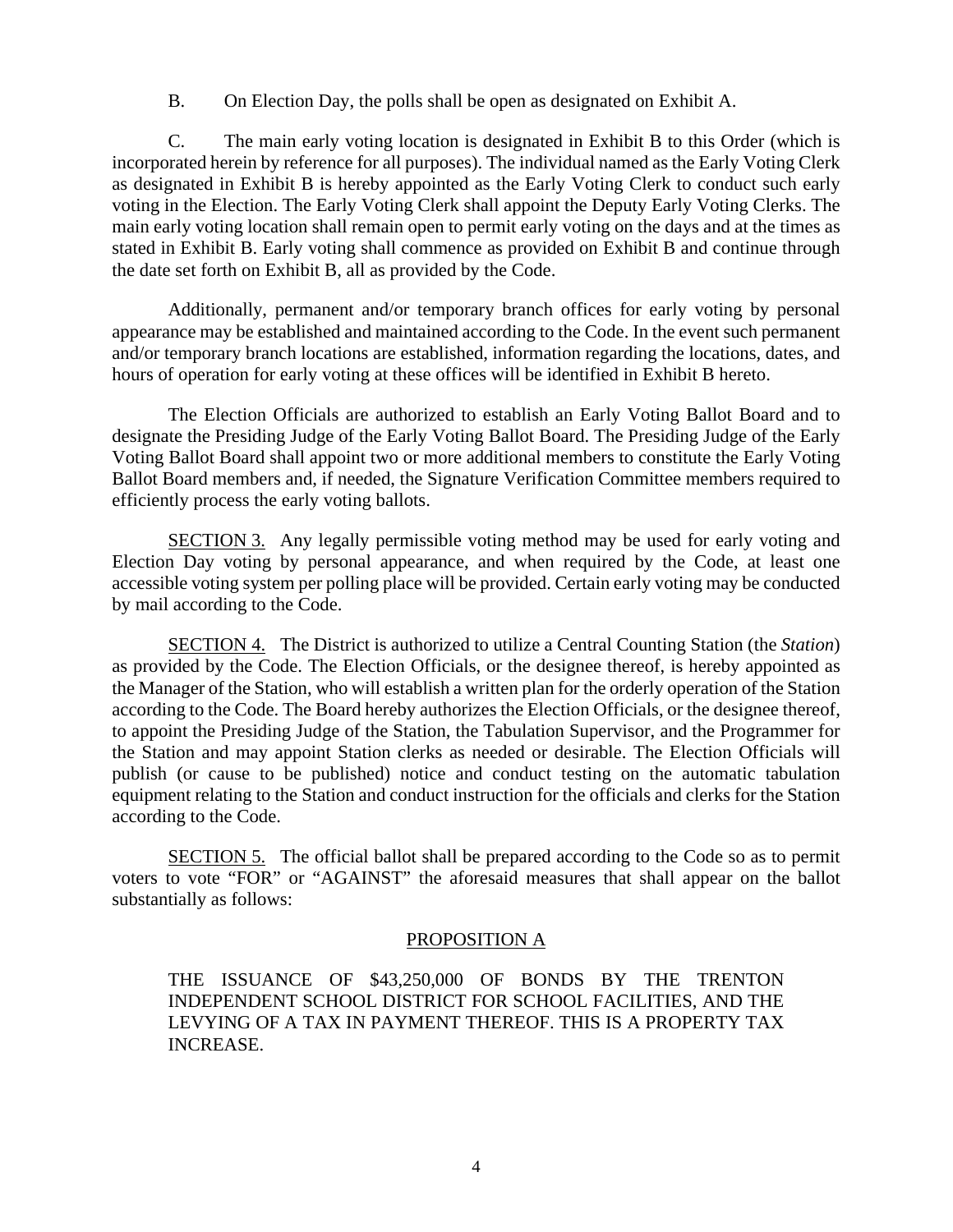B. On Election Day, the polls shall be open as designated on Exhibit A.

C. The main early voting location is designated in Exhibit B to this Order (which is incorporated herein by reference for all purposes). The individual named as the Early Voting Clerk as designated in Exhibit B is hereby appointed as the Early Voting Clerk to conduct such early voting in the Election. The Early Voting Clerk shall appoint the Deputy Early Voting Clerks. The main early voting location shall remain open to permit early voting on the days and at the times as stated in Exhibit B. Early voting shall commence as provided on Exhibit B and continue through the date set forth on Exhibit B, all as provided by the Code.

Additionally, permanent and/or temporary branch offices for early voting by personal appearance may be established and maintained according to the Code. In the event such permanent and/or temporary branch locations are established, information regarding the locations, dates, and hours of operation for early voting at these offices will be identified in Exhibit B hereto.

The Election Officials are authorized to establish an Early Voting Ballot Board and to designate the Presiding Judge of the Early Voting Ballot Board. The Presiding Judge of the Early Voting Ballot Board shall appoint two or more additional members to constitute the Early Voting Ballot Board members and, if needed, the Signature Verification Committee members required to efficiently process the early voting ballots.

SECTION 3. Any legally permissible voting method may be used for early voting and Election Day voting by personal appearance, and when required by the Code, at least one accessible voting system per polling place will be provided. Certain early voting may be conducted by mail according to the Code.

SECTION 4. The District is authorized to utilize a Central Counting Station (the *Station*) as provided by the Code. The Election Officials, or the designee thereof, is hereby appointed as the Manager of the Station, who will establish a written plan for the orderly operation of the Station according to the Code. The Board hereby authorizes the Election Officials, or the designee thereof, to appoint the Presiding Judge of the Station, the Tabulation Supervisor, and the Programmer for the Station and may appoint Station clerks as needed or desirable. The Election Officials will publish (or cause to be published) notice and conduct testing on the automatic tabulation equipment relating to the Station and conduct instruction for the officials and clerks for the Station according to the Code.

SECTION 5. The official ballot shall be prepared according to the Code so as to permit voters to vote "FOR" or "AGAINST" the aforesaid measures that shall appear on the ballot substantially as follows:

PROPOSITION A

THE ISSUANCE OF $43,250,000 OF BONDS BY THE TRENTON INDEPENDENT SCHOOL DISTRICT FOR SCHOOL FACILITIES, AND THE LEVYING OF A TAX IN PAYMENT THEREOF. THIS IS A PROPERTY TAX INCREASE.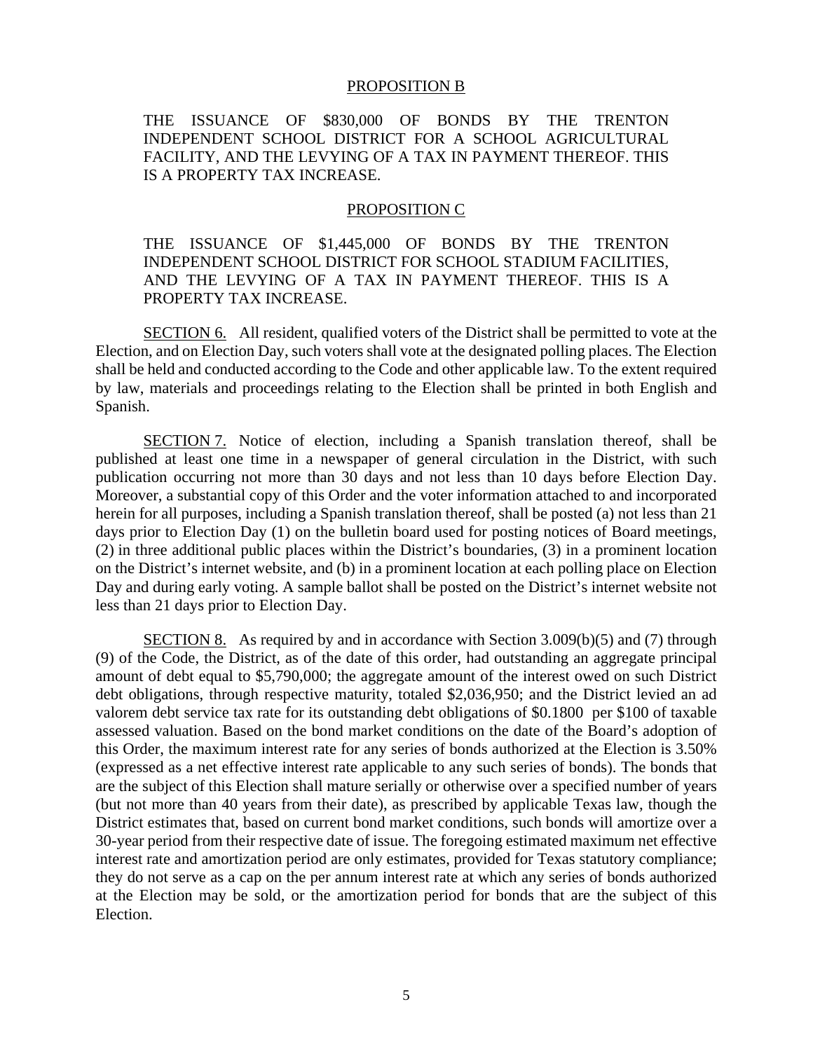PROPOSITION B

THE ISSUANCE OF $830,000 OF BONDS BY THE TRENTON INDEPENDENT SCHOOL DISTRICT FOR A SCHOOL AGRICULTURAL FACILITY, AND THE LEVYING OF A TAX IN PAYMENT THEREOF. THIS IS A PROPERTY TAX INCREASE.

PROPOSITION C

THE ISSUANCE OF $1,445,000 OF BONDS BY THE TRENTON INDEPENDENT SCHOOL DISTRICT FOR SCHOOL STADIUM FACILITIES, AND THE LEVYING OF A TAX IN PAYMENT THEREOF. THIS IS A PROPERTY TAX INCREASE.

SECTION 6. All resident, qualified voters of the District shall be permitted to vote at the Election, and on Election Day, such voters shall vote at the designated polling places. The Election shall be held and conducted according to the Code and other applicable law. To the extent required by law, materials and proceedings relating to the Election shall be printed in both English and Spanish.

SECTION 7. Notice of election, including a Spanish translation thereof, shall be published at least one time in a newspaper of general circulation in the District, with such publication occurring not more than 30 days and not less than 10 days before Election Day. Moreover, a substantial copy of this Order and the voter information attached to and incorporated herein for all purposes, including a Spanish translation thereof, shall be posted (a) not less than 21 days prior to Election Day (1) on the bulletin board used for posting notices of Board meetings, (2) in three additional public places within the District's boundaries, (3) in a prominent location on the District's internet website, and (b) in a prominent location at each polling place on Election Day and during early voting. A sample ballot shall be posted on the District's internet website not less than 21 days prior to Election Day.

SECTION 8. As required by and in accordance with Section 3.009(b)(5) and (7) through (9) of the Code, the District, as of the date of this order, had outstanding an aggregate principal amount of debt equal to $5,790,000; the aggregate amount of the interest owed on such District debt obligations, through respective maturity, totaled $2,036,950; and the District levied an ad valorem debt service tax rate for its outstanding debt obligations of $0.1800 per $100 of taxable assessed valuation. Based on the bond market conditions on the date of the Board's adoption of this Order, the maximum interest rate for any series of bonds authorized at the Election is 3.50% (expressed as a net effective interest rate applicable to any such series of bonds). The bonds that are the subject of this Election shall mature serially or otherwise over a specified number of years (but not more than 40 years from their date), as prescribed by applicable Texas law, though the District estimates that, based on current bond market conditions, such bonds will amortize over a 30-year period from their respective date of issue. The foregoing estimated maximum net effective interest rate and amortization period are only estimates, provided for Texas statutory compliance; they do not serve as a cap on the per annum interest rate at which any series of bonds authorized at the Election may be sold, or the amortization period for bonds that are the subject of this Election.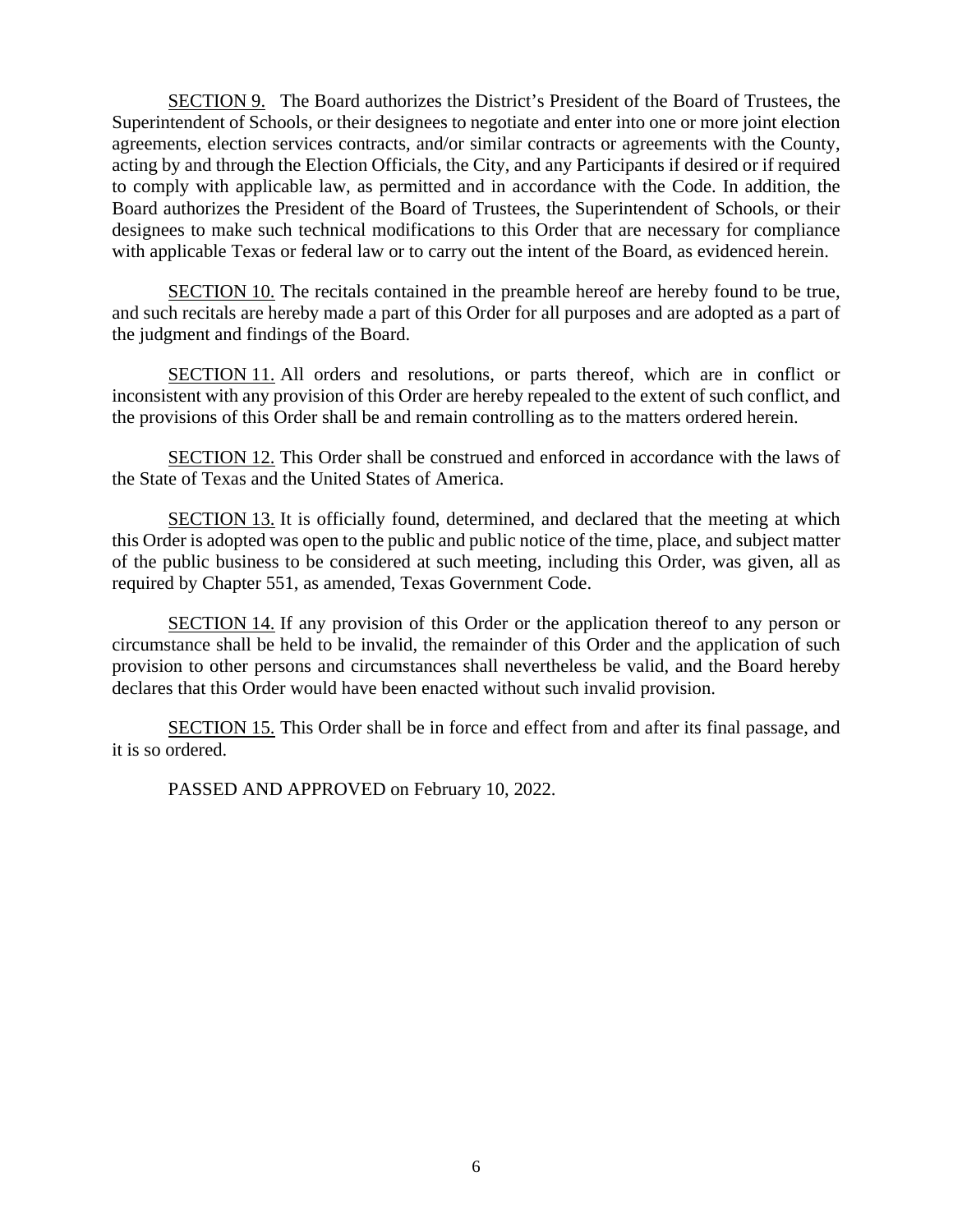<u>SECTION 9.</u> The Board authorizes the District's President of the Board of Trustees, the Superintendent of Schools, or their designees to negotiate and enter into one or more joint election agreements, election services contracts, and/or similar contracts or agreements with the County, acting by and through the Election Officials, the City, and any Participants if desired or if required to comply with applicable law, as permitted and in accordance with the Code. In addition, the Board authorizes the President of the Board of Trustees, the Superintendent of Schools, or their designees to make such technical modifications to this Order that are necessary for compliance with applicable Texas or federal law or to carry out the intent of the Board, as evidenced herein.

<u>SECTION 10.</u> The recitals contained in the preamble hereof are hereby found to be true, and such recitals are hereby made a part of this Order for all purposes and are adopted as a part of the judgment and findings of the Board.

<u>SECTION 11.</u> All orders and resolutions, or parts thereof, which are in conflict or inconsistent with any provision of this Order are hereby repealed to the extent of such conflict, and the provisions of this Order shall be and remain controlling as to the matters ordered herein.

<u>SECTION 12.</u> This Order shall be construed and enforced in accordance with the laws of the State of Texas and the United States of America.

<u>SECTION 13.</u> It is officially found, determined, and declared that the meeting at which this Order is adopted was open to the public and public notice of the time, place, and subject matter of the public business to be considered at such meeting, including this Order, was given, all as required by Chapter 551, as amended, Texas Government Code.

<u>SECTION 14.</u> If any provision of this Order or the application thereof to any person or circumstance shall be held to be invalid, the remainder of this Order and the application of such provision to other persons and circumstances shall nevertheless be valid, and the Board hereby declares that this Order would have been enacted without such invalid provision.

<u>SECTION 15.</u> This Order shall be in force and effect from and after its final passage, and it is so ordered.

PASSED AND APPROVED on February 10, 2022.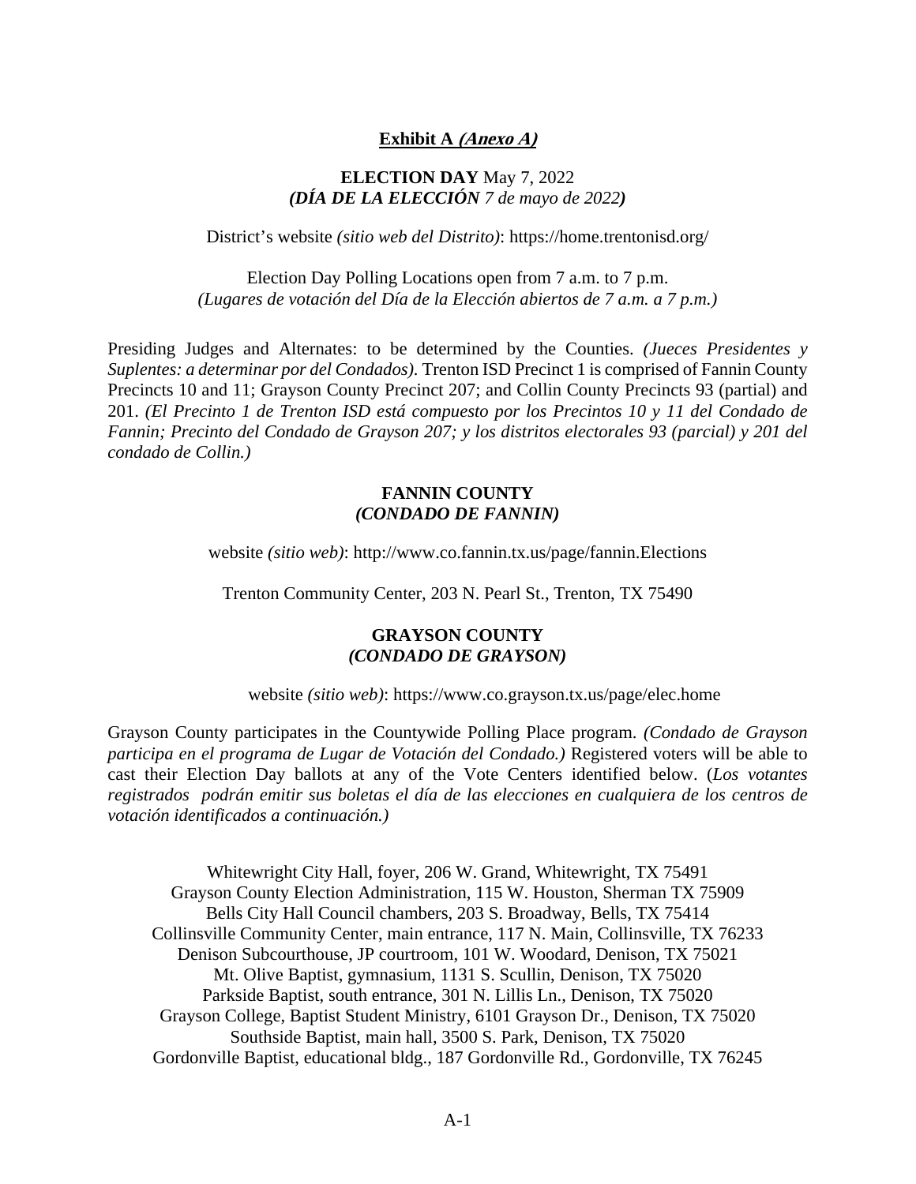**Exhibit A *(Anexo A)***

**ELECTION DAY** May 7, 2022
***(DÍA DE LA ELECCIÓN** 7 de mayo de 2022)*

District's website *(sitio web del Distrito)*: https://home.trentonisd.org/

Election Day Polling Locations open from 7 a.m. to 7 p.m.
*(Lugares de votación del Día de la Elección abiertos de 7 a.m. a 7 p.m.)*

Presiding Judges and Alternates: to be determined by the Counties. *(Jueces Presidentes y Suplentes: a determinar por del Condados).* Trenton ISD Precinct 1 is comprised of Fannin County Precincts 10 and 11; Grayson County Precinct 207; and Collin County Precincts 93 (partial) and 201. *(El Precinto 1 de Trenton ISD está compuesto por los Precintos 10 y 11 del Condado de Fannin; Precinto del Condado de Grayson 207; y los distritos electorales 93 (parcial) y 201 del condado de Collin.)*

**FANNIN COUNTY**
***(CONDADO DE FANNIN)***

website *(sitio web)*: http://www.co.fannin.tx.us/page/fannin.Elections

Trenton Community Center, 203 N. Pearl St., Trenton, TX 75490

**GRAYSON COUNTY**
***(CONDADO DE GRAYSON)***

website *(sitio web)*: https://www.co.grayson.tx.us/page/elec.home

Grayson County participates in the Countywide Polling Place program. *(Condado de Grayson participa en el programa de Lugar de Votación del Condado.)* Registered voters will be able to cast their Election Day ballots at any of the Vote Centers identified below. (*Los votantes registrados podrán emitir sus boletas el día de las elecciones en cualquiera de los centros de votación identificados a continuación.)*

Whitewright City Hall, foyer, 206 W. Grand, Whitewright, TX 75491
Grayson County Election Administration, 115 W. Houston, Sherman TX 75909
Bells City Hall Council chambers, 203 S. Broadway, Bells, TX 75414
Collinsville Community Center, main entrance, 117 N. Main, Collinsville, TX 76233
Denison Subcourthouse, JP courtroom, 101 W. Woodard, Denison, TX 75021
Mt. Olive Baptist, gymnasium, 1131 S. Scullin, Denison, TX 75020
Parkside Baptist, south entrance, 301 N. Lillis Ln., Denison, TX 75020
Grayson College, Baptist Student Ministry, 6101 Grayson Dr., Denison, TX 75020
Southside Baptist, main hall, 3500 S. Park, Denison, TX 75020
Gordonville Baptist, educational bldg., 187 Gordonville Rd., Gordonville, TX 76245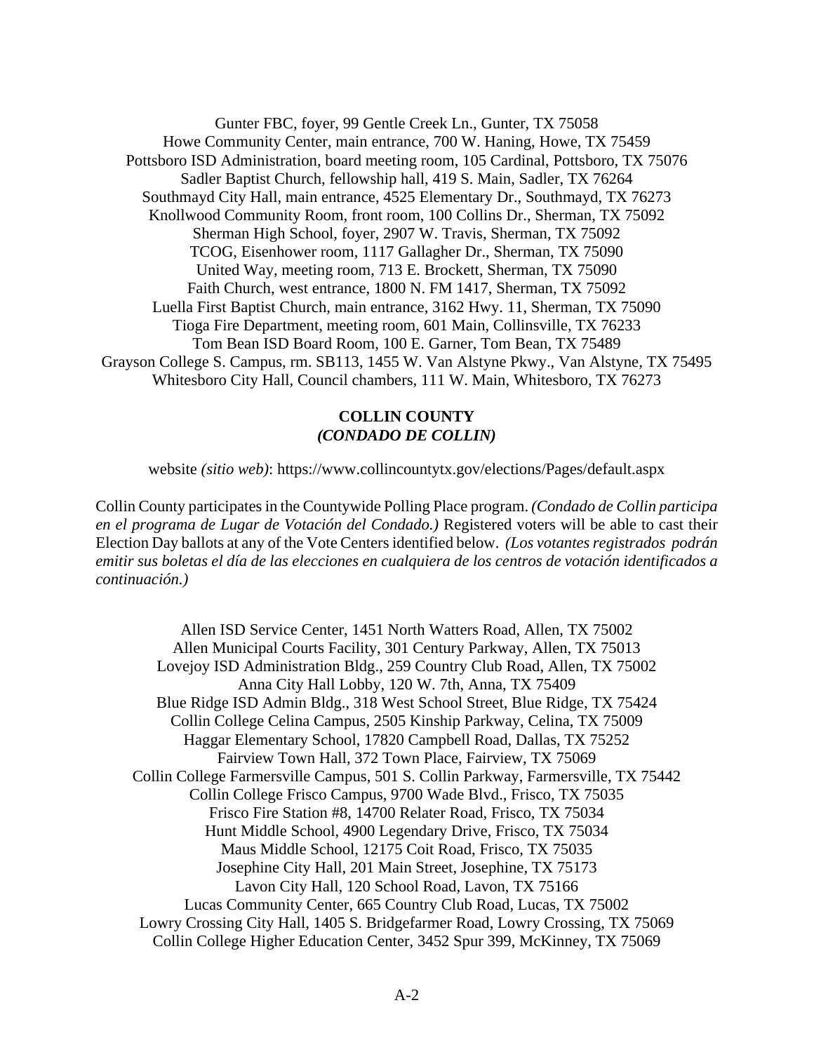Gunter FBC, foyer, 99 Gentle Creek Ln., Gunter, TX 75058
Howe Community Center, main entrance, 700 W. Haning, Howe, TX 75459
Pottsboro ISD Administration, board meeting room, 105 Cardinal, Pottsboro, TX 75076
Sadler Baptist Church, fellowship hall, 419 S. Main, Sadler, TX 76264
Southmayd City Hall, main entrance, 4525 Elementary Dr., Southmayd, TX 76273
Knollwood Community Room, front room, 100 Collins Dr., Sherman, TX 75092
Sherman High School, foyer, 2907 W. Travis, Sherman, TX 75092
TCOG, Eisenhower room, 1117 Gallagher Dr., Sherman, TX 75090
United Way, meeting room, 713 E. Brockett, Sherman, TX 75090
Faith Church, west entrance, 1800 N. FM 1417, Sherman, TX 75092
Luella First Baptist Church, main entrance, 3162 Hwy. 11, Sherman, TX 75090
Tioga Fire Department, meeting room, 601 Main, Collinsville, TX 76233
Tom Bean ISD Board Room, 100 E. Garner, Tom Bean, TX 75489
Grayson College S. Campus, rm. SB113, 1455 W. Van Alstyne Pkwy., Van Alstyne, TX 75495
Whitesboro City Hall, Council chambers, 111 W. Main, Whitesboro, TX 76273

## COLLIN COUNTY
## *(CONDADO DE COLLIN)*

website *(sitio web)*: https://www.collincountytx.gov/elections/Pages/default.aspx

Collin County participates in the Countywide Polling Place program. *(Condado de Collin participa en el programa de Lugar de Votación del Condado.)* Registered voters will be able to cast their Election Day ballots at any of the Vote Centers identified below. *(Los votantes registrados podrán emitir sus boletas el día de las elecciones en cualquiera de los centros de votación identificados a continuación.)*

Allen ISD Service Center, 1451 North Watters Road, Allen, TX 75002
Allen Municipal Courts Facility, 301 Century Parkway, Allen, TX 75013
Lovejoy ISD Administration Bldg., 259 Country Club Road, Allen, TX 75002
Anna City Hall Lobby, 120 W. 7th, Anna, TX 75409
Blue Ridge ISD Admin Bldg., 318 West School Street, Blue Ridge, TX 75424
Collin College Celina Campus, 2505 Kinship Parkway, Celina, TX 75009
Haggar Elementary School, 17820 Campbell Road, Dallas, TX 75252
Fairview Town Hall, 372 Town Place, Fairview, TX 75069
Collin College Farmersville Campus, 501 S. Collin Parkway, Farmersville, TX 75442
Collin College Frisco Campus, 9700 Wade Blvd., Frisco, TX 75035
Frisco Fire Station #8, 14700 Relater Road, Frisco, TX 75034
Hunt Middle School, 4900 Legendary Drive, Frisco, TX 75034
Maus Middle School, 12175 Coit Road, Frisco, TX 75035
Josephine City Hall, 201 Main Street, Josephine, TX 75173
Lavon City Hall, 120 School Road, Lavon, TX 75166
Lucas Community Center, 665 Country Club Road, Lucas, TX 75002
Lowry Crossing City Hall, 1405 S. Bridgefarmer Road, Lowry Crossing, TX 75069
Collin College Higher Education Center, 3452 Spur 399, McKinney, TX 75069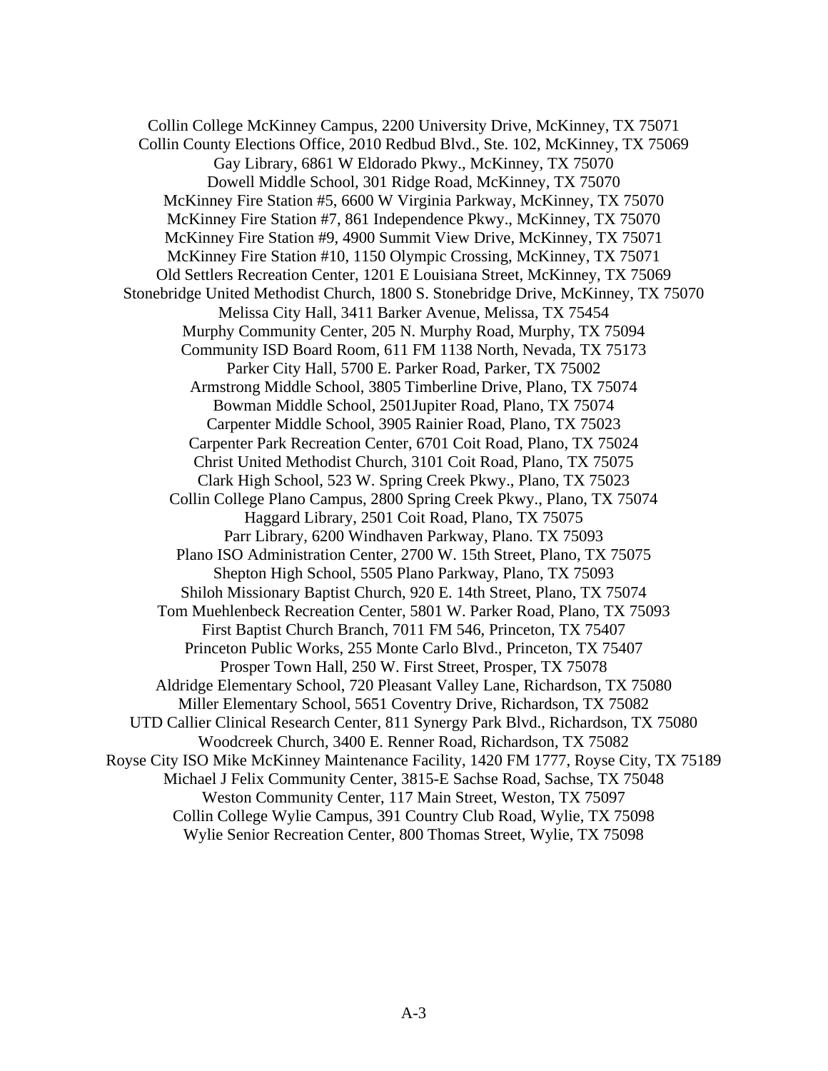Collin College McKinney Campus, 2200 University Drive, McKinney, TX 75071
Collin County Elections Office, 2010 Redbud Blvd., Ste. 102, McKinney, TX 75069
Gay Library, 6861 W Eldorado Pkwy., McKinney, TX 75070
Dowell Middle School, 301 Ridge Road, McKinney, TX 75070
McKinney Fire Station #5, 6600 W Virginia Parkway, McKinney, TX 75070
McKinney Fire Station #7, 861 Independence Pkwy., McKinney, TX 75070
McKinney Fire Station #9, 4900 Summit View Drive, McKinney, TX 75071
McKinney Fire Station #10, 1150 Olympic Crossing, McKinney, TX 75071
Old Settlers Recreation Center, 1201 E Louisiana Street, McKinney, TX 75069
Stonebridge United Methodist Church, 1800 S. Stonebridge Drive, McKinney, TX 75070
Melissa City Hall, 3411 Barker Avenue, Melissa, TX 75454
Murphy Community Center, 205 N. Murphy Road, Murphy, TX 75094
Community ISD Board Room, 611 FM 1138 North, Nevada, TX 75173
Parker City Hall, 5700 E. Parker Road, Parker, TX 75002
Armstrong Middle School, 3805 Timberline Drive, Plano, TX 75074
Bowman Middle School, 2501Jupiter Road, Plano, TX 75074
Carpenter Middle School, 3905 Rainier Road, Plano, TX 75023
Carpenter Park Recreation Center, 6701 Coit Road, Plano, TX 75024
Christ United Methodist Church, 3101 Coit Road, Plano, TX 75075
Clark High School, 523 W. Spring Creek Pkwy., Plano, TX 75023
Collin College Plano Campus, 2800 Spring Creek Pkwy., Plano, TX 75074
Haggard Library, 2501 Coit Road, Plano, TX 75075
Parr Library, 6200 Windhaven Parkway, Plano. TX 75093
Plano ISO Administration Center, 2700 W. 15th Street, Plano, TX 75075
Shepton High School, 5505 Plano Parkway, Plano, TX 75093
Shiloh Missionary Baptist Church, 920 E. 14th Street, Plano, TX 75074
Tom Muehlenbeck Recreation Center, 5801 W. Parker Road, Plano, TX 75093
First Baptist Church Branch, 7011 FM 546, Princeton, TX 75407
Princeton Public Works, 255 Monte Carlo Blvd., Princeton, TX 75407
Prosper Town Hall, 250 W. First Street, Prosper, TX 75078
Aldridge Elementary School, 720 Pleasant Valley Lane, Richardson, TX 75080
Miller Elementary School, 5651 Coventry Drive, Richardson, TX 75082
UTD Callier Clinical Research Center, 811 Synergy Park Blvd., Richardson, TX 75080
Woodcreek Church, 3400 E. Renner Road, Richardson, TX 75082
Royse City ISO Mike McKinney Maintenance Facility, 1420 FM 1777, Royse City, TX 75189
Michael J Felix Community Center, 3815-E Sachse Road, Sachse, TX 75048
Weston Community Center, 117 Main Street, Weston, TX 75097
Collin College Wylie Campus, 391 Country Club Road, Wylie, TX 75098
Wylie Senior Recreation Center, 800 Thomas Street, Wylie, TX 75098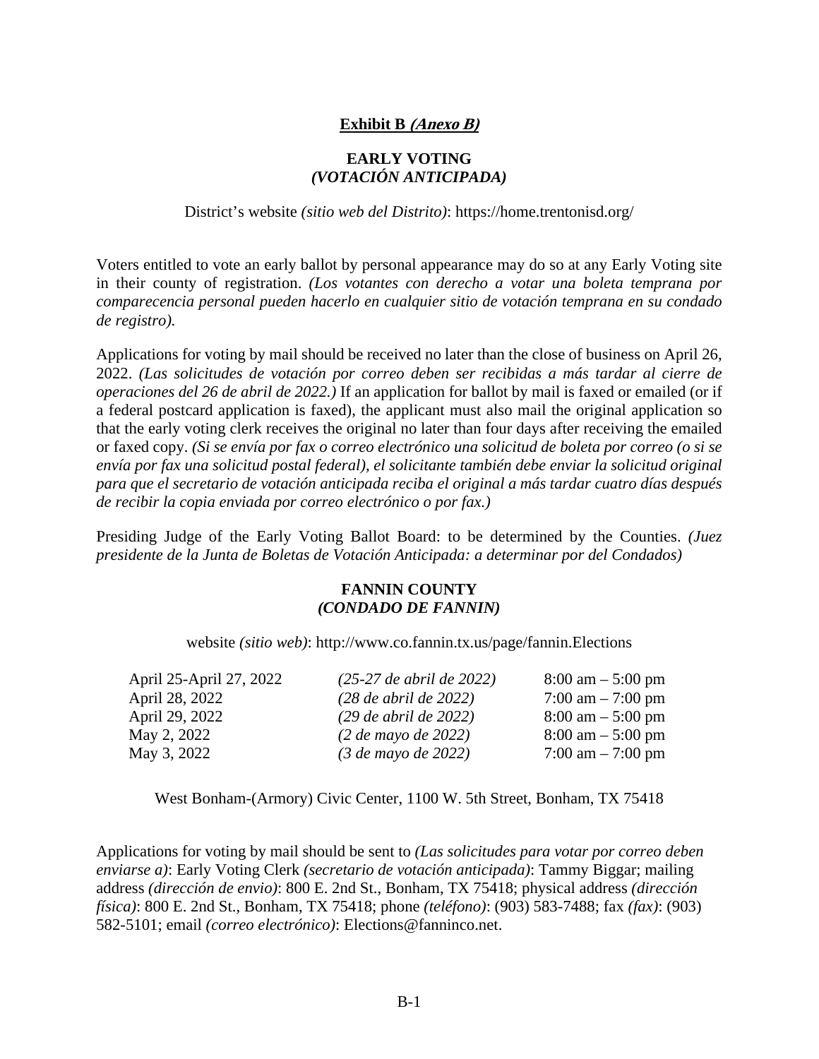**Exhibit B *(Anexo B)***

**EARLY VOTING**
***(VOTACIÓN ANTICIPADA)***

District's website *(sitio web del Distrito)*: https://home.trentonisd.org/

Voters entitled to vote an early ballot by personal appearance may do so at any Early Voting site in their county of registration. *(Los votantes con derecho a votar una boleta temprana por comparecencia personal pueden hacerlo en cualquier sitio de votación temprana en su condado de registro).*

Applications for voting by mail should be received no later than the close of business on April 26, 2022. *(Las solicitudes de votación por correo deben ser recibidas a más tardar al cierre de operaciones del 26 de abril de 2022.)* If an application for ballot by mail is faxed or emailed (or if a federal postcard application is faxed), the applicant must also mail the original application so that the early voting clerk receives the original no later than four days after receiving the emailed or faxed copy. *(Si se envía por fax o correo electrónico una solicitud de boleta por correo (o si se envía por fax una solicitud postal federal), el solicitante también debe enviar la solicitud original para que el secretario de votación anticipada reciba el original a más tardar cuatro días después de recibir la copia enviada por correo electrónico o por fax.)*

Presiding Judge of the Early Voting Ballot Board: to be determined by the Counties. *(Juez presidente de la Junta de Boletas de Votación Anticipada: a determinar por del Condados)*

**FANNIN COUNTY**
***(CONDADO DE FANNIN)***

website *(sitio web)*: http://www.co.fannin.tx.us/page/fannin.Elections

| | | |
|---|---|---|
| April 25-April 27, 2022 | *(25-27 de abril de 2022)* | 8:00 am – 5:00 pm |
| April 28, 2022 | *(28 de abril de 2022)* | 7:00 am – 7:00 pm |
| April 29, 2022 | *(29 de abril de 2022)* | 8:00 am – 5:00 pm |
| May 2, 2022 | *(2 de mayo de 2022)* | 8:00 am – 5:00 pm |
| May 3, 2022 | *(3 de mayo de 2022)* | 7:00 am – 7:00 pm |

West Bonham-(Armory) Civic Center, 1100 W. 5th Street, Bonham, TX 75418

Applications for voting by mail should be sent to *(Las solicitudes para votar por correo deben enviarse a)*: Early Voting Clerk *(secretario de votación anticipada)*: Tammy Biggar; mailing address *(dirección de envio)*: 800 E. 2nd St., Bonham, TX 75418; physical address *(dirección física)*: 800 E. 2nd St., Bonham, TX 75418; phone *(teléfono)*: (903) 583-7488; fax *(fax)*: (903) 582-5101; email *(correo electrónico)*: Elections@fanninco.net.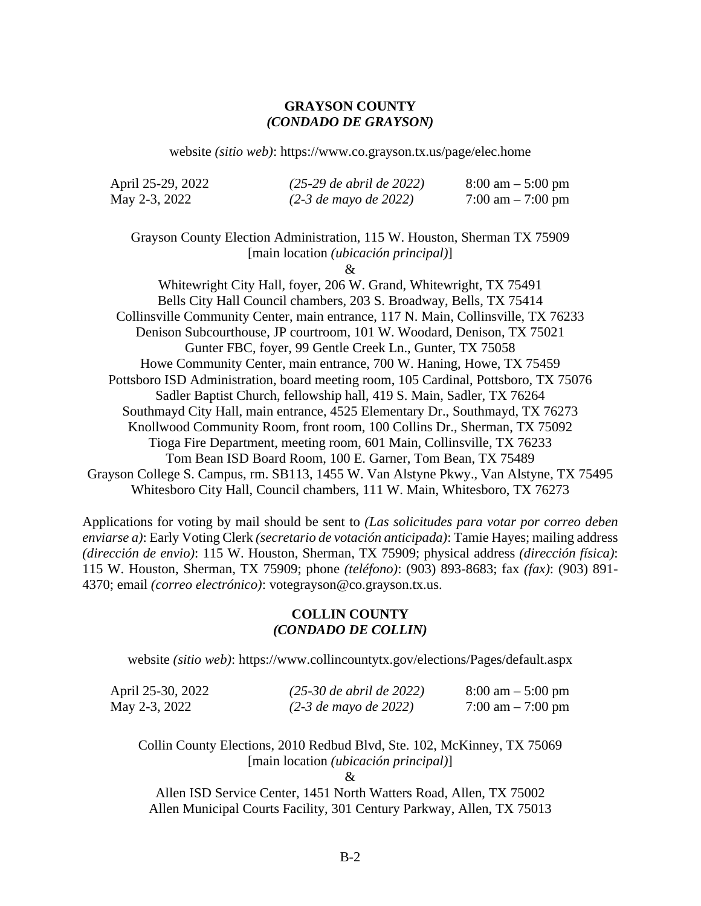**GRAYSON COUNTY**
***(CONDADO DE GRAYSON)***

website *(sitio web)*: https://www.co.grayson.tx.us/page/elec.home

| | | |
|---|---|---|
| April 25-29, 2022 | *(25-29 de abril de 2022)* | 8:00 am – 5:00 pm |
| May 2-3, 2022 | *(2-3 de mayo de 2022)* | 7:00 am – 7:00 pm |

Grayson County Election Administration, 115 W. Houston, Sherman TX 75909
[main location *(ubicación principal)*]
&
Whitewright City Hall, foyer, 206 W. Grand, Whitewright, TX 75491
Bells City Hall Council chambers, 203 S. Broadway, Bells, TX 75414
Collinsville Community Center, main entrance, 117 N. Main, Collinsville, TX 76233
Denison Subcourthouse, JP courtroom, 101 W. Woodard, Denison, TX 75021
Gunter FBC, foyer, 99 Gentle Creek Ln., Gunter, TX 75058
Howe Community Center, main entrance, 700 W. Haning, Howe, TX 75459
Pottsboro ISD Administration, board meeting room, 105 Cardinal, Pottsboro, TX 75076
Sadler Baptist Church, fellowship hall, 419 S. Main, Sadler, TX 76264
Southmayd City Hall, main entrance, 4525 Elementary Dr., Southmayd, TX 76273
Knollwood Community Room, front room, 100 Collins Dr., Sherman, TX 75092
Tioga Fire Department, meeting room, 601 Main, Collinsville, TX 76233
Tom Bean ISD Board Room, 100 E. Garner, Tom Bean, TX 75489
Grayson College S. Campus, rm. SB113, 1455 W. Van Alstyne Pkwy., Van Alstyne, TX 75495
Whitesboro City Hall, Council chambers, 111 W. Main, Whitesboro, TX 76273

Applications for voting by mail should be sent to *(Las solicitudes para votar por correo deben enviarse a)*: Early Voting Clerk *(secretario de votación anticipada)*: Tamie Hayes; mailing address *(dirección de envio)*: 115 W. Houston, Sherman, TX 75909; physical address *(dirección física)*: 115 W. Houston, Sherman, TX 75909; phone *(teléfono)*: (903) 893-8683; fax *(fax)*: (903) 891-4370; email *(correo electrónico)*: votegrayson@co.grayson.tx.us.

**COLLIN COUNTY**
***(CONDADO DE COLLIN)***

website *(sitio web)*: https://www.collincountytx.gov/elections/Pages/default.aspx

| | | |
|---|---|---|
| April 25-30, 2022 | *(25-30 de abril de 2022)* | 8:00 am – 5:00 pm |
| May 2-3, 2022 | *(2-3 de mayo de 2022)* | 7:00 am – 7:00 pm |

Collin County Elections, 2010 Redbud Blvd, Ste. 102, McKinney, TX 75069
[main location *(ubicación principal)*]
&
Allen ISD Service Center, 1451 North Watters Road, Allen, TX 75002
Allen Municipal Courts Facility, 301 Century Parkway, Allen, TX 75013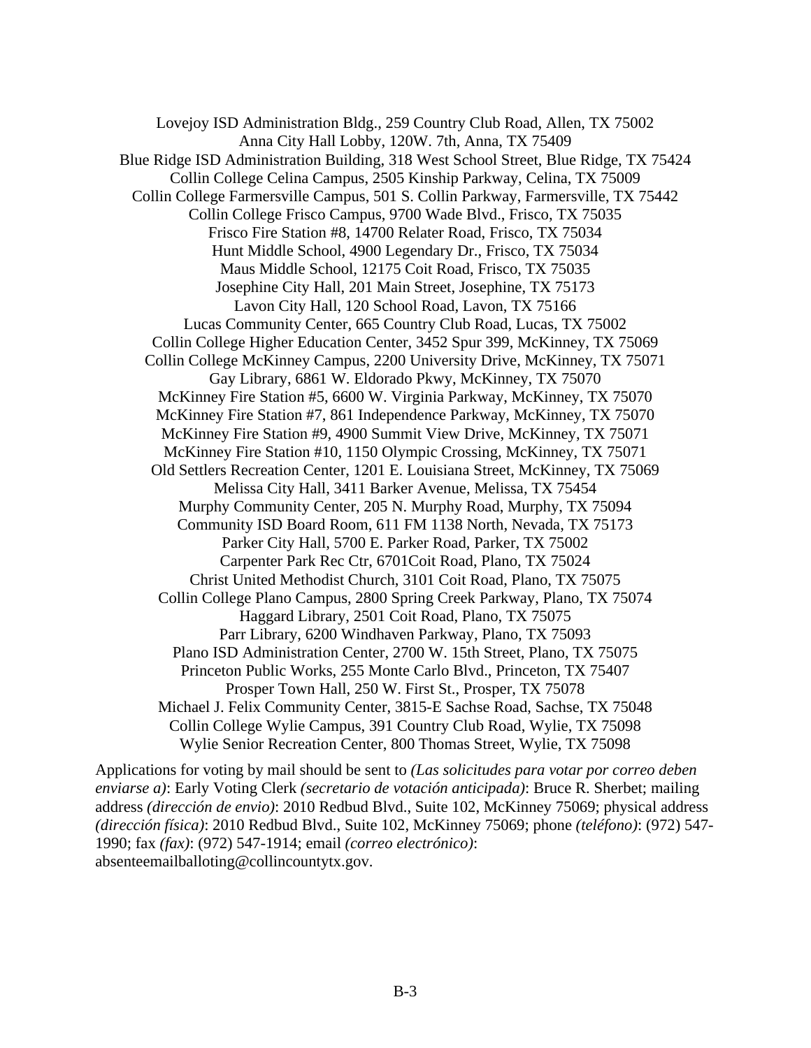Lovejoy ISD Administration Bldg., 259 Country Club Road, Allen, TX 75002
Anna City Hall Lobby, 120W. 7th, Anna, TX 75409
Blue Ridge ISD Administration Building, 318 West School Street, Blue Ridge, TX 75424
Collin College Celina Campus, 2505 Kinship Parkway, Celina, TX 75009
Collin College Farmersville Campus, 501 S. Collin Parkway, Farmersville, TX 75442
Collin College Frisco Campus, 9700 Wade Blvd., Frisco, TX 75035
Frisco Fire Station #8, 14700 Relater Road, Frisco, TX 75034
Hunt Middle School, 4900 Legendary Dr., Frisco, TX 75034
Maus Middle School, 12175 Coit Road, Frisco, TX 75035
Josephine City Hall, 201 Main Street, Josephine, TX 75173
Lavon City Hall, 120 School Road, Lavon, TX 75166
Lucas Community Center, 665 Country Club Road, Lucas, TX 75002
Collin College Higher Education Center, 3452 Spur 399, McKinney, TX 75069
Collin College McKinney Campus, 2200 University Drive, McKinney, TX 75071
Gay Library, 6861 W. Eldorado Pkwy, McKinney, TX 75070
McKinney Fire Station #5, 6600 W. Virginia Parkway, McKinney, TX 75070
McKinney Fire Station #7, 861 Independence Parkway, McKinney, TX 75070
McKinney Fire Station #9, 4900 Summit View Drive, McKinney, TX 75071
McKinney Fire Station #10, 1150 Olympic Crossing, McKinney, TX 75071
Old Settlers Recreation Center, 1201 E. Louisiana Street, McKinney, TX 75069
Melissa City Hall, 3411 Barker Avenue, Melissa, TX 75454
Murphy Community Center, 205 N. Murphy Road, Murphy, TX 75094
Community ISD Board Room, 611 FM 1138 North, Nevada, TX 75173
Parker City Hall, 5700 E. Parker Road, Parker, TX 75002
Carpenter Park Rec Ctr, 6701Coit Road, Plano, TX 75024
Christ United Methodist Church, 3101 Coit Road, Plano, TX 75075
Collin College Plano Campus, 2800 Spring Creek Parkway, Plano, TX 75074
Haggard Library, 2501 Coit Road, Plano, TX 75075
Parr Library, 6200 Windhaven Parkway, Plano, TX 75093
Plano ISD Administration Center, 2700 W. 15th Street, Plano, TX 75075
Princeton Public Works, 255 Monte Carlo Blvd., Princeton, TX 75407
Prosper Town Hall, 250 W. First St., Prosper, TX 75078
Michael J. Felix Community Center, 3815-E Sachse Road, Sachse, TX 75048
Collin College Wylie Campus, 391 Country Club Road, Wylie, TX 75098
Wylie Senior Recreation Center, 800 Thomas Street, Wylie, TX 75098

Applications for voting by mail should be sent to *(Las solicitudes para votar por correo deben enviarse a)*: Early Voting Clerk *(secretario de votación anticipada)*: Bruce R. Sherbet; mailing address *(dirección de envio)*: 2010 Redbud Blvd., Suite 102, McKinney 75069; physical address *(dirección física)*: 2010 Redbud Blvd., Suite 102, McKinney 75069; phone *(teléfono)*: (972) 547-1990; fax *(fax)*: (972) 547-1914; email *(correo electrónico)*: absenteemailballoting@collincountytx.gov.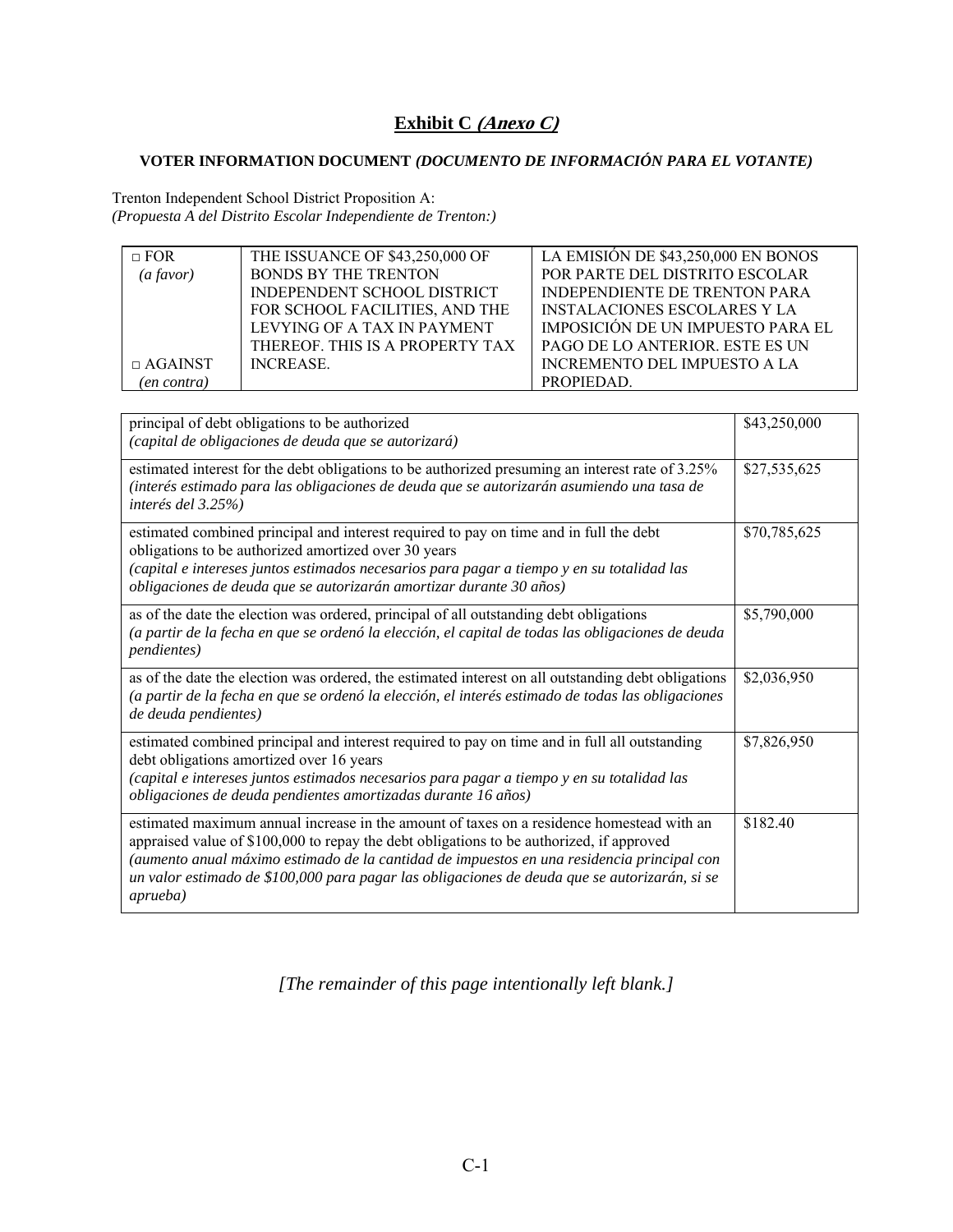# **Exhibit C *(Anexo C)***

### **VOTER INFORMATION DOCUMENT *(DOCUMENTO DE INFORMACIÓN PARA EL VOTANTE)***

Trenton Independent School District Proposition A:
*(Propuesta A del Distrito Escolar Independiente de Trenton:)*

| | | |
|---|---|---|
| □ FOR *(a favor)*<br><br>□ AGAINST *(en contra)* | THE ISSUANCE OF $43,250,000 OF BONDS BY THE TRENTON INDEPENDENT SCHOOL DISTRICT FOR SCHOOL FACILITIES, AND THE LEVYING OF A TAX IN PAYMENT THEREOF. THIS IS A PROPERTY TAX INCREASE. | LA EMISIÓN DE $43,250,000 EN BONOS POR PARTE DEL DISTRITO ESCOLAR INDEPENDIENTE DE TRENTON PARA INSTALACIONES ESCOLARES Y LA IMPOSICIÓN DE UN IMPUESTO PARA EL PAGO DE LO ANTERIOR. ESTE ES UN INCREMENTO DEL IMPUESTO A LA PROPIEDAD. |

| | |
|---|---|
| principal of debt obligations to be authorized<br>*(capital de obligaciones de deuda que se autorizará)* | $43,250,000 |
| estimated interest for the debt obligations to be authorized presuming an interest rate of 3.25%<br>*(interés estimado para las obligaciones de deuda que se autorizarán asumiendo una tasa de interés del 3.25%)* | $27,535,625 |
| estimated combined principal and interest required to pay on time and in full the debt obligations to be authorized amortized over 30 years<br>*(capital e intereses juntos estimados necesarios para pagar a tiempo y en su totalidad las obligaciones de deuda que se autorizarán amortizar durante 30 años)* | $70,785,625 |
| as of the date the election was ordered, principal of all outstanding debt obligations<br>*(a partir de la fecha en que se ordenó la elección, el capital de todas las obligaciones de deuda pendientes)* | $5,790,000 |
| as of the date the election was ordered, the estimated interest on all outstanding debt obligations<br>*(a partir de la fecha en que se ordenó la elección, el interés estimado de todas las obligaciones de deuda pendientes)* | $2,036,950 |
| estimated combined principal and interest required to pay on time and in full all outstanding debt obligations amortized over 16 years<br>*(capital e intereses juntos estimados necesarios para pagar a tiempo y en su totalidad las obligaciones de deuda pendientes amortizadas durante 16 años)* | $7,826,950 |
| estimated maximum annual increase in the amount of taxes on a residence homestead with an appraised value of $100,000 to repay the debt obligations to be authorized, if approved<br>*(aumento anual máximo estimado de la cantidad de impuestos en una residencia principal con un valor estimado de $100,000 para pagar las obligaciones de deuda que se autorizarán, si se aprueba)* | $182.40 |

*[The remainder of this page intentionally left blank.]*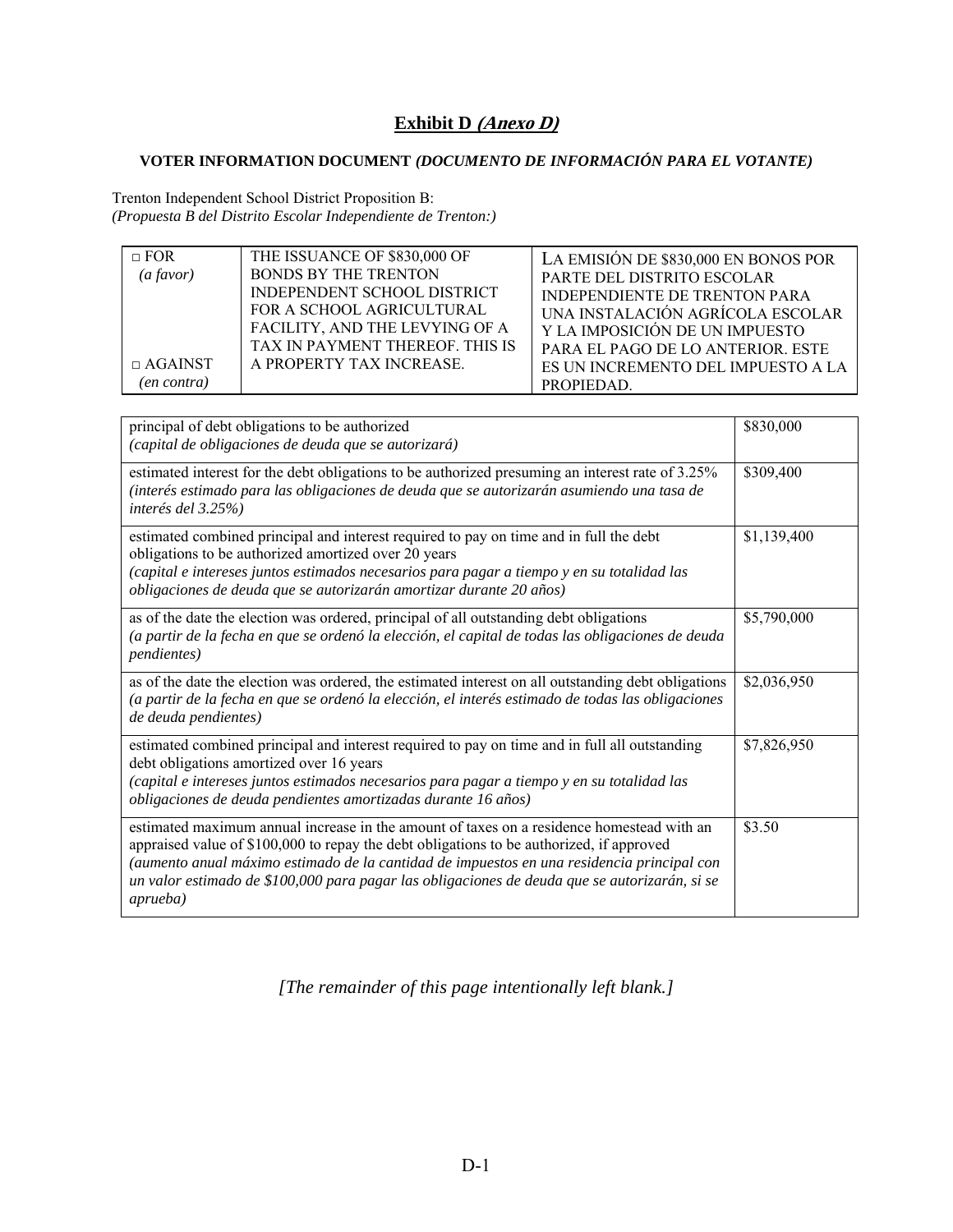# **Exhibit D *(Anexo D)***

**VOTER INFORMATION DOCUMENT *(DOCUMENTO DE INFORMACIÓN PARA EL VOTANTE)***

Trenton Independent School District Proposition B:
*(Propuesta B del Distrito Escolar Independiente de Trenton:)*

| | | |
|---|---|---|
| □ FOR *(a favor)*<br><br>□ AGAINST *(en contra)* | THE ISSUANCE OF $830,000 OF BONDS BY THE TRENTON INDEPENDENT SCHOOL DISTRICT FOR A SCHOOL AGRICULTURAL FACILITY, AND THE LEVYING OF A TAX IN PAYMENT THEREOF. THIS IS A PROPERTY TAX INCREASE. | LA EMISIÓN DE $830,000 EN BONOS POR PARTE DEL DISTRITO ESCOLAR INDEPENDIENTE DE TRENTON PARA UNA INSTALACIÓN AGRÍCOLA ESCOLAR Y LA IMPOSICIÓN DE UN IMPUESTO PARA EL PAGO DE LO ANTERIOR. ESTE ES UN INCREMENTO DEL IMPUESTO A LA PROPIEDAD. |

| | |
|---|---|
| principal of debt obligations to be authorized<br>*(capital de obligaciones de deuda que se autorizará)* | $830,000 |
| estimated interest for the debt obligations to be authorized presuming an interest rate of 3.25%<br>*(interés estimado para las obligaciones de deuda que se autorizarán asumiendo una tasa de interés del 3.25%)* | $309,400 |
| estimated combined principal and interest required to pay on time and in full the debt obligations to be authorized amortized over 20 years<br>*(capital e intereses juntos estimados necesarios para pagar a tiempo y en su totalidad las obligaciones de deuda que se autorizarán amortizar durante 20 años)* | $1,139,400 |
| as of the date the election was ordered, principal of all outstanding debt obligations<br>*(a partir de la fecha en que se ordenó la elección, el capital de todas las obligaciones de deuda pendientes)* | $5,790,000 |
| as of the date the election was ordered, the estimated interest on all outstanding debt obligations<br>*(a partir de la fecha en que se ordenó la elección, el interés estimado de todas las obligaciones de deuda pendientes)* | $2,036,950 |
| estimated combined principal and interest required to pay on time and in full all outstanding debt obligations amortized over 16 years<br>*(capital e intereses juntos estimados necesarios para pagar a tiempo y en su totalidad las obligaciones de deuda pendientes amortizadas durante 16 años)* | $7,826,950 |
| estimated maximum annual increase in the amount of taxes on a residence homestead with an appraised value of $100,000 to repay the debt obligations to be authorized, if approved<br>*(aumento anual máximo estimado de la cantidad de impuestos en una residencia principal con un valor estimado de $100,000 para pagar las obligaciones de deuda que se autorizarán, si se aprueba)* | $3.50 |

*[The remainder of this page intentionally left blank.]*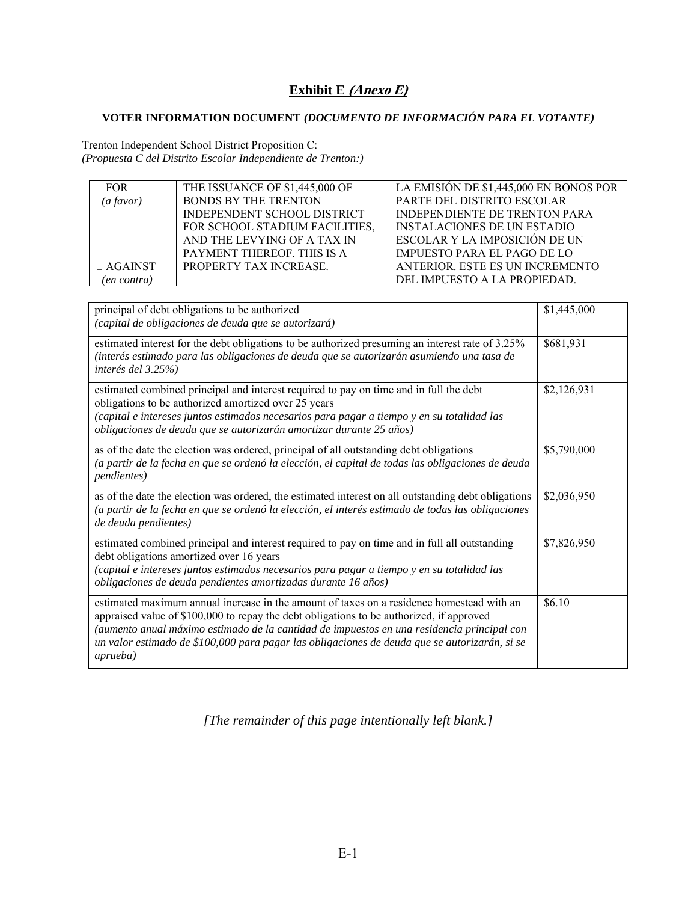# Exhibit E *(Anexo E)*

## VOTER INFORMATION DOCUMENT *(DOCUMENTO DE INFORMACIÓN PARA EL VOTANTE)*

Trenton Independent School District Proposition C:
*(Propuesta C del Distrito Escolar Independiente de Trenton:)*

| | | |
|---|---|---|
| □ FOR *(a favor)*<br><br>□ AGAINST *(en contra)* | THE ISSUANCE OF $1,445,000 OF BONDS BY THE TRENTON INDEPENDENT SCHOOL DISTRICT FOR SCHOOL STADIUM FACILITIES, AND THE LEVYING OF A TAX IN PAYMENT THEREOF. THIS IS A PROPERTY TAX INCREASE. | LA EMISIÓN DE $1,445,000 EN BONOS POR PARTE DEL DISTRITO ESCOLAR INDEPENDIENTE DE TRENTON PARA INSTALACIONES DE UN ESTADIO ESCOLAR Y LA IMPOSICIÓN DE UN IMPUESTO PARA EL PAGO DE LO ANTERIOR. ESTE ES UN INCREMENTO DEL IMPUESTO A LA PROPIEDAD. |

| | |
|---|---|
| principal of debt obligations to be authorized<br>*(capital de obligaciones de deuda que se autorizará)* | $1,445,000 |
| estimated interest for the debt obligations to be authorized presuming an interest rate of 3.25%<br>*(interés estimado para las obligaciones de deuda que se autorizarán asumiendo una tasa de interés del 3.25%)* | $681,931 |
| estimated combined principal and interest required to pay on time and in full the debt obligations to be authorized amortized over 25 years<br>*(capital e intereses juntos estimados necesarios para pagar a tiempo y en su totalidad las obligaciones de deuda que se autorizarán amortizar durante 25 años)* | $2,126,931 |
| as of the date the election was ordered, principal of all outstanding debt obligations<br>*(a partir de la fecha en que se ordenó la elección, el capital de todas las obligaciones de deuda pendientes)* | $5,790,000 |
| as of the date the election was ordered, the estimated interest on all outstanding debt obligations<br>*(a partir de la fecha en que se ordenó la elección, el interés estimado de todas las obligaciones de deuda pendientes)* | $2,036,950 |
| estimated combined principal and interest required to pay on time and in full all outstanding debt obligations amortized over 16 years<br>*(capital e intereses juntos estimados necesarios para pagar a tiempo y en su totalidad las obligaciones de deuda pendientes amortizadas durante 16 años)* | $7,826,950 |
| estimated maximum annual increase in the amount of taxes on a residence homestead with an appraised value of $100,000 to repay the debt obligations to be authorized, if approved<br>*(aumento anual máximo estimado de la cantidad de impuestos en una residencia principal con un valor estimado de $100,000 para pagar las obligaciones de deuda que se autorizarán, si se aprueba)* | $6.10 |

*[The remainder of this page intentionally left blank.]*